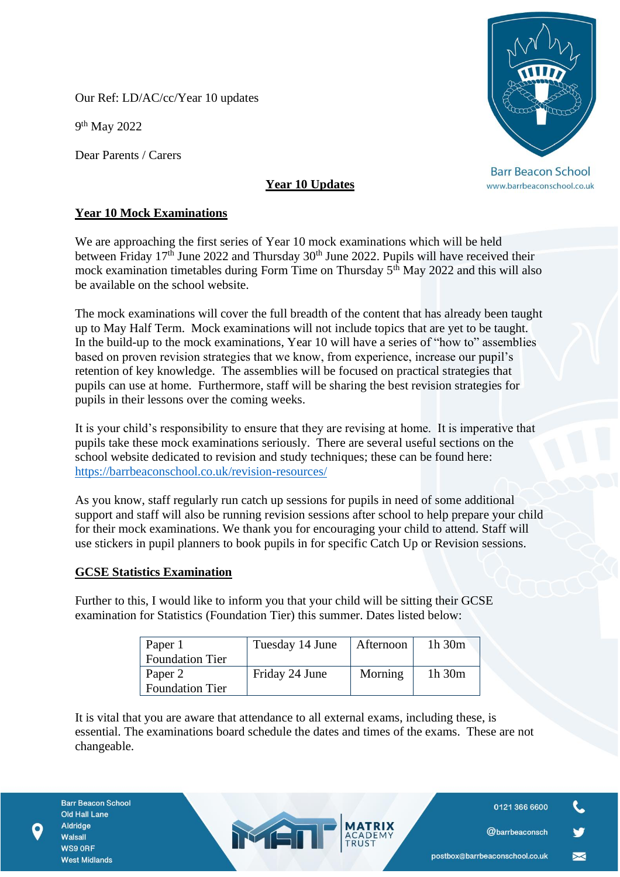Our Ref: LD/AC/cc/Year 10 updates

9th May 2022

Dear Parents / Carers

Barr Beacon School
www.barrbeaconschool.co.uk

# Year 10 Updates

## Year 10 Mock Examinations

We are approaching the first series of Year 10 mock examinations which will be held between Friday 17th June 2022 and Thursday 30th June 2022. Pupils will have received their mock examination timetables during Form Time on Thursday 5th May 2022 and this will also be available on the school website.

The mock examinations will cover the full breadth of the content that has already been taught up to May Half Term. Mock examinations will not include topics that are yet to be taught. In the build-up to the mock examinations, Year 10 will have a series of "how to" assemblies based on proven revision strategies that we know, from experience, increase our pupil's retention of key knowledge. The assemblies will be focused on practical strategies that pupils can use at home. Furthermore, staff will be sharing the best revision strategies for pupils in their lessons over the coming weeks.

It is your child's responsibility to ensure that they are revising at home. It is imperative that pupils take these mock examinations seriously. There are several useful sections on the school website dedicated to revision and study techniques; these can be found here: https://barrbeaconschool.co.uk/revision-resources/

As you know, staff regularly run catch up sessions for pupils in need of some additional support and staff will also be running revision sessions after school to help prepare your child for their mock examinations. We thank you for encouraging your child to attend. Staff will use stickers in pupil planners to book pupils in for specific Catch Up or Revision sessions.

## GCSE Statistics Examination

Further to this, I would like to inform you that your child will be sitting their GCSE examination for Statistics (Foundation Tier) this summer. Dates listed below:

| Paper | Date | Session | Duration |
|---|---|---|---|
| Paper 1 Foundation Tier | Tuesday 14 June | Afternoon | 1h 30m |
| Paper 2 Foundation Tier | Friday 24 June | Morning | 1h 30m |

It is vital that you are aware that attendance to all external exams, including these, is essential. The examinations board schedule the dates and times of the exams. These are not changeable.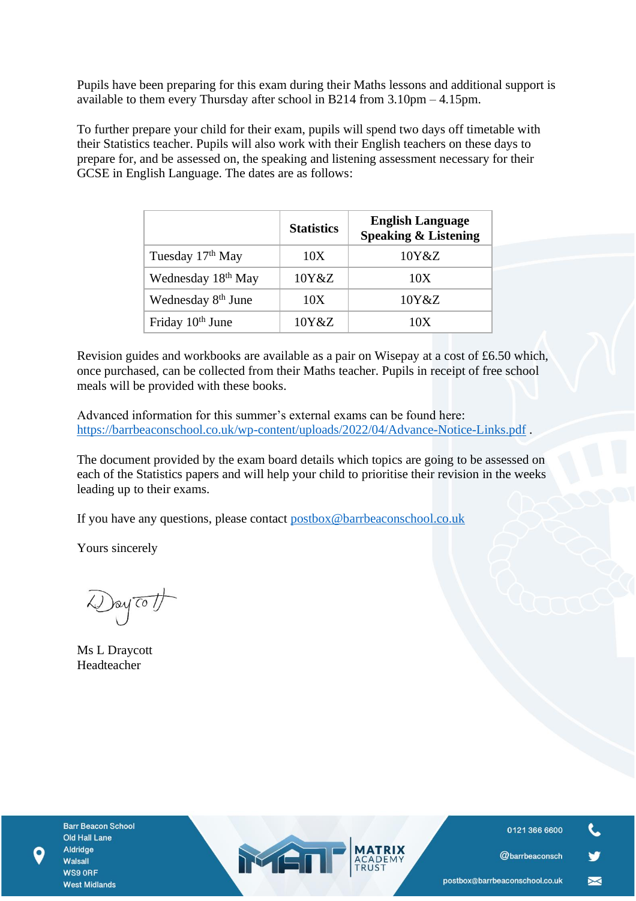Pupils have been preparing for this exam during their Maths lessons and additional support is available to them every Thursday after school in B214 from 3.10pm – 4.15pm.

To further prepare your child for their exam, pupils will spend two days off timetable with their Statistics teacher. Pupils will also work with their English teachers on these days to prepare for, and be assessed on, the speaking and listening assessment necessary for their GCSE in English Language. The dates are as follows:

| | **Statistics** | **English Language Speaking & Listening** |
|---|---|---|
| Tuesday 17th May | 10X | 10Y&Z |
| Wednesday 18th May | 10Y&Z | 10X |
| Wednesday 8th June | 10X | 10Y&Z |
| Friday 10th June | 10Y&Z | 10X |

Revision guides and workbooks are available as a pair on Wisepay at a cost of £6.50 which, once purchased, can be collected from their Maths teacher. Pupils in receipt of free school meals will be provided with these books.

Advanced information for this summer's external exams can be found here: https://barrbeaconschool.co.uk/wp-content/uploads/2022/04/Advance-Notice-Links.pdf .

The document provided by the exam board details which topics are going to be assessed on each of the Statistics papers and will help your child to prioritise their revision in the weeks leading up to their exams.

If you have any questions, please contact postbox@barrbeaconschool.co.uk

Yours sincerely

Ms L Draycott
Headteacher

Barr Beacon School
Old Hall Lane
Aldridge
Walsall
WS9 0RF
West Midlands

MATRIX ACADEMY TRUST

0121 366 6600
@barrbeaconsch
postbox@barrbeaconschool.co.uk